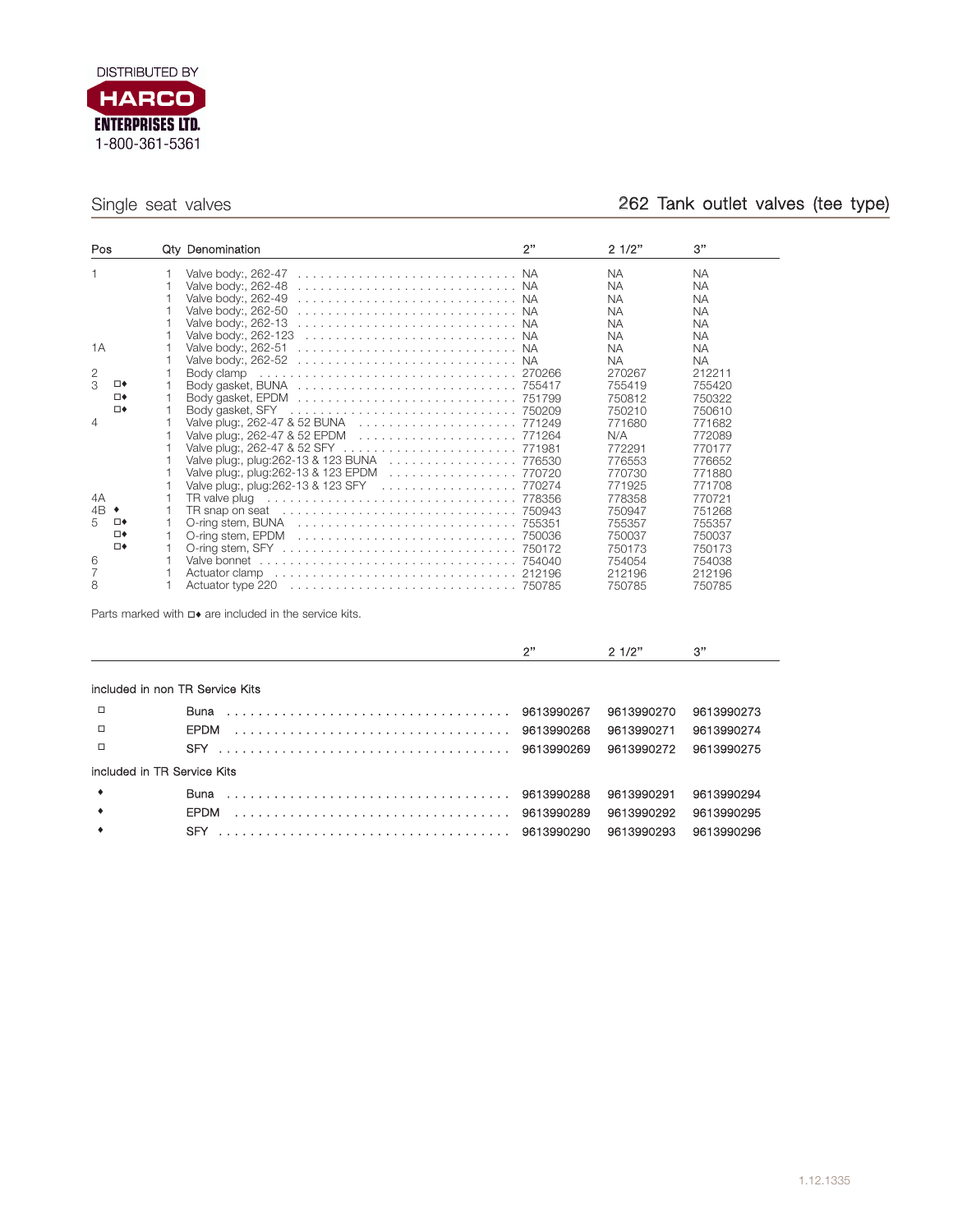DISTRIBUTED BY
**HARCO ENTERPRISES LTD.**
1-800-361-5361

# Single seat valves

## 262 Tank outlet valves (tee type)

| Pos | | Qty | Denomination | 2" | 2 1/2" | 3" |
|---|---|---|---|---|---|---|
| 1 | | 1 | Valve body:, 262-47 | NA | NA | NA |
| | | 1 | Valve body:, 262-48 | NA | NA | NA |
| | | 1 | Valve body:, 262-49 | NA | NA | NA |
| | | 1 | Valve body:, 262-50 | NA | NA | NA |
| | | 1 | Valve body:, 262-13 | NA | NA | NA |
| | | 1 | Valve body:, 262-123 | NA | NA | NA |
| 1A | | 1 | Valve body:, 262-51 | NA | NA | NA |
| | | 1 | Valve body:, 262-52 | NA | NA | NA |
| 2 | | 1 | Body clamp | 270266 | 270267 | 212211 |
| 3 | □♦ | 1 | Body gasket, BUNA | 755417 | 755419 | 755420 |
| | □♦ | 1 | Body gasket, EPDM | 751799 | 750812 | 750322 |
| | □♦ | 1 | Body gasket, SFY | 750209 | 750210 | 750610 |
| 4 | | 1 | Valve plug:, 262-47 & 52 BUNA | 771249 | 771680 | 771682 |
| | | 1 | Valve plug:, 262-47 & 52 EPDM | 771264 | N/A | 772089 |
| | | 1 | Valve plug:, 262-47 & 52 SFY | 771981 | 772291 | 770177 |
| | | 1 | Valve plug:, plug:262-13 & 123 BUNA | 776530 | 776553 | 776652 |
| | | 1 | Valve plug:, plug:262-13 & 123 EPDM | 770720 | 770730 | 771880 |
| | | 1 | Valve plug:, plug:262-13 & 123 SFY | 770274 | 771925 | 771708 |
| 4A | | 1 | TR valve plug | 778356 | 778358 | 770721 |
| 4B | ♦ | 1 | TR snap on seat | 750943 | 750947 | 751268 |
| 5 | □♦ | 1 | O-ring stem, BUNA | 755351 | 755357 | 755357 |
| | □♦ | 1 | O-ring stem, EPDM | 750036 | 750037 | 750037 |
| | □♦ | 1 | O-ring stem, SFY | 750172 | 750173 | 750173 |
| 6 | | 1 | Valve bonnet | 754040 | 754054 | 754038 |
| 7 | | 1 | Actuator clamp | 212196 | 212196 | 212196 |
| 8 | | 1 | Actuator type 220 | 750785 | 750785 | 750785 |

Parts marked with □♦ are included in the service kits.

| | | 2" | 2 1/2" | 3" |
|---|---|---|---|---|
| **included in non TR Service Kits** | | | | |
| □ | Buna | 9613990267 | 9613990270 | 9613990273 |
| □ | EPDM | 9613990268 | 9613990271 | 9613990274 |
| □ | SFY | 9613990269 | 9613990272 | 9613990275 |
| **included in TR Service Kits** | | | | |
| ♦ | Buna | 9613990288 | 9613990291 | 9613990294 |
| ♦ | EPDM | 9613990289 | 9613990292 | 9613990295 |
| ♦ | SFY | 9613990290 | 9613990293 | 9613990296 |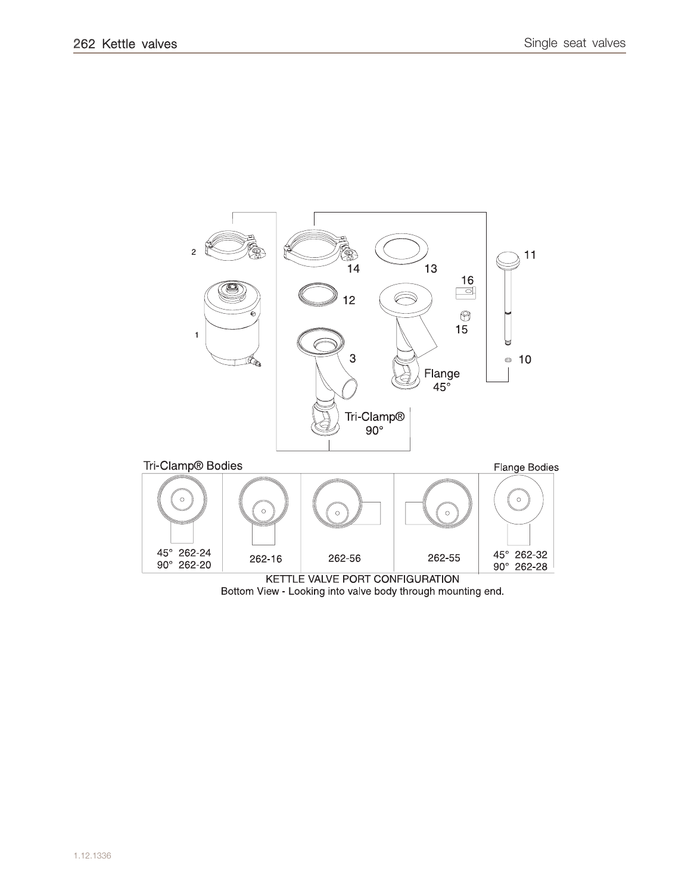2
1
14
13
16
12
15
11
3
10
Flange
45°
Tri-Clamp®
90°

Tri-Clamp® Bodies

Flange Bodies

45° 262-24
90° 262-20

262-16

262-56

262-55

45° 262-32
90° 262-28

KETTLE VALVE PORT CONFIGURATION
Bottom View - Looking into valve body through mounting end.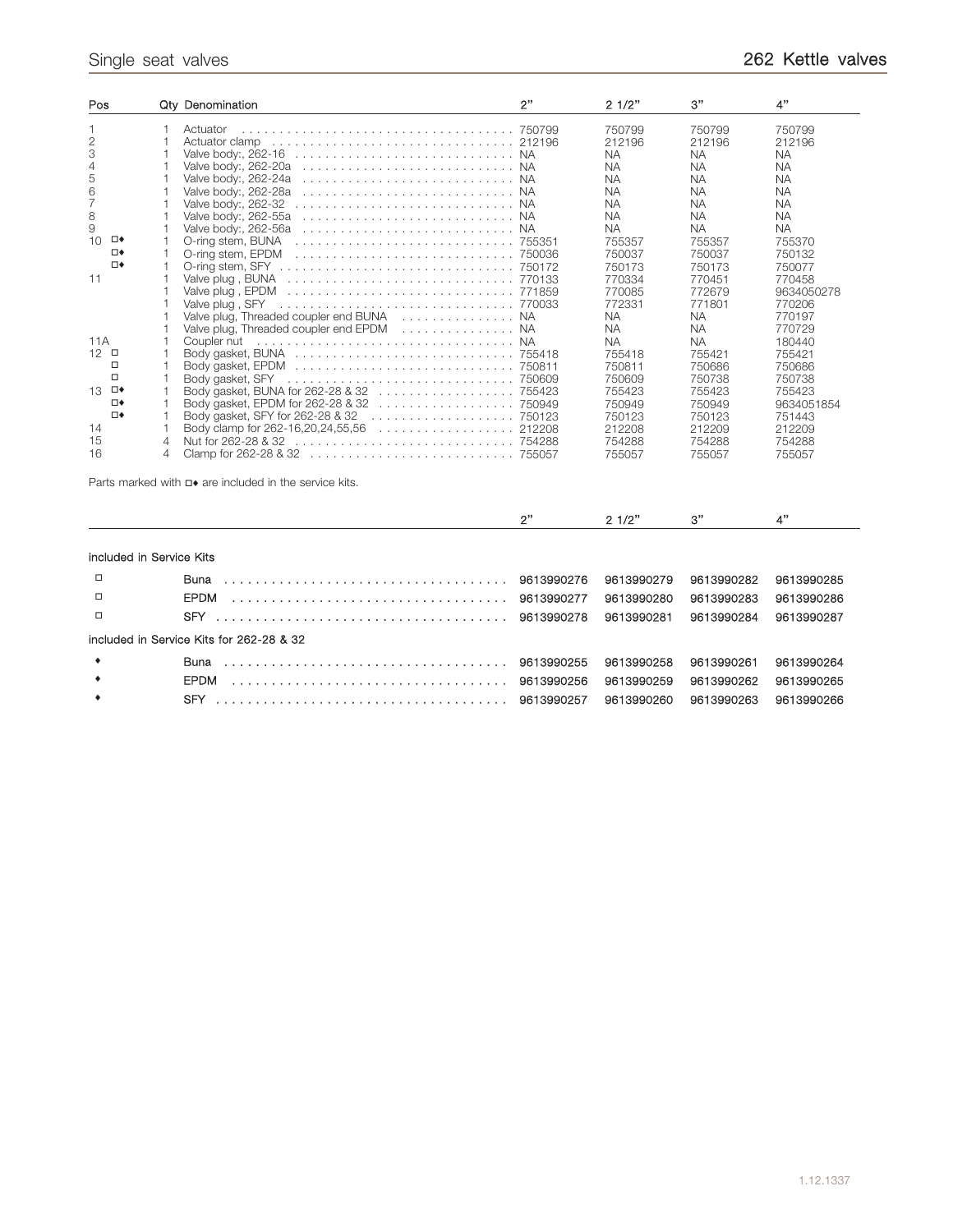| Pos | Qty | Denomination | 2" | 2 1/2" | 3" | 4" |
|---|---|---|---|---|---|---|
| 1 | 1 | Actuator | 750799 | 750799 | 750799 | 750799 |
| 2 | 1 | Actuator clamp | 212196 | 212196 | 212196 | 212196 |
| 3 | 1 | Valve body:, 262-16 | NA | NA | NA | NA |
| 4 | 1 | Valve body:, 262-20a | NA | NA | NA | NA |
| 5 | 1 | Valve body:, 262-24a | NA | NA | NA | NA |
| 6 | 1 | Valve body:, 262-28a | NA | NA | NA | NA |
| 7 | 1 | Valve body:, 262-32 | NA | NA | NA | NA |
| 8 | 1 | Valve body:, 262-55a | NA | NA | NA | NA |
| 9 | 1 | Valve body:, 262-56a | NA | NA | NA | NA |
| 10 □♦ | 1 | O-ring stem, BUNA | 755351 | 755357 | 755357 | 755370 |
| □♦ | 1 | O-ring stem, EPDM | 750036 | 750037 | 750037 | 750132 |
| □♦ | 1 | O-ring stem, SFY | 750172 | 750173 | 750173 | 750077 |
| 11 | 1 | Valve plug , BUNA | 770133 | 770334 | 770451 | 770458 |
| | 1 | Valve plug , EPDM | 771859 | 770085 | 772679 | 9634050278 |
| | 1 | Valve plug , SFY | 770033 | 772331 | 771801 | 770206 |
| | 1 | Valve plug, Threaded coupler end BUNA | NA | NA | NA | 770197 |
| | 1 | Valve plug, Threaded coupler end EPDM | NA | NA | NA | 770729 |
| 11A | 1 | Coupler nut | NA | NA | NA | 180440 |
| 12 □ | 1 | Body gasket, BUNA | 755418 | 755418 | 755421 | 755421 |
| □ | 1 | Body gasket, EPDM | 750811 | 750811 | 750686 | 750686 |
| □ | 1 | Body gasket, SFY | 750609 | 750609 | 750738 | 750738 |
| 13 □♦ | 1 | Body gasket, BUNA for 262-28 & 32 | 755423 | 755423 | 755423 | 755423 |
| □♦ | 1 | Body gasket, EPDM for 262-28 & 32 | 750949 | 750949 | 750949 | 9634051854 |
| □♦ | 1 | Body gasket, SFY for 262-28 & 32 | 750123 | 750123 | 750123 | 751443 |
| 14 | 1 | Body clamp for 262-16,20,24,55,56 | 212208 | 212208 | 212209 | 212209 |
| 15 | 4 | Nut for 262-28 & 32 | 754288 | 754288 | 754288 | 754288 |
| 16 | 4 | Clamp for 262-28 & 32 | 755057 | 755057 | 755057 | 755057 |

Parts marked with □♦ are included in the service kits.

| | | 2" | 2 1/2" | 3" | 4" |
|---|---|---|---|---|---|
| **included in Service Kits** | | | | | |
| □ | Buna | 9613990276 | 9613990279 | 9613990282 | 9613990285 |
| □ | EPDM | 9613990277 | 9613990280 | 9613990283 | 9613990286 |
| □ | SFY | 9613990278 | 9613990281 | 9613990284 | 9613990287 |
| **included in Service Kits for 262-28 & 32** | | | | | |
| ♦ | Buna | 9613990255 | 9613990258 | 9613990261 | 9613990264 |
| ♦ | EPDM | 9613990256 | 9613990259 | 9613990262 | 9613990265 |
| ♦ | SFY | 9613990257 | 9613990260 | 9613990263 | 9613990266 |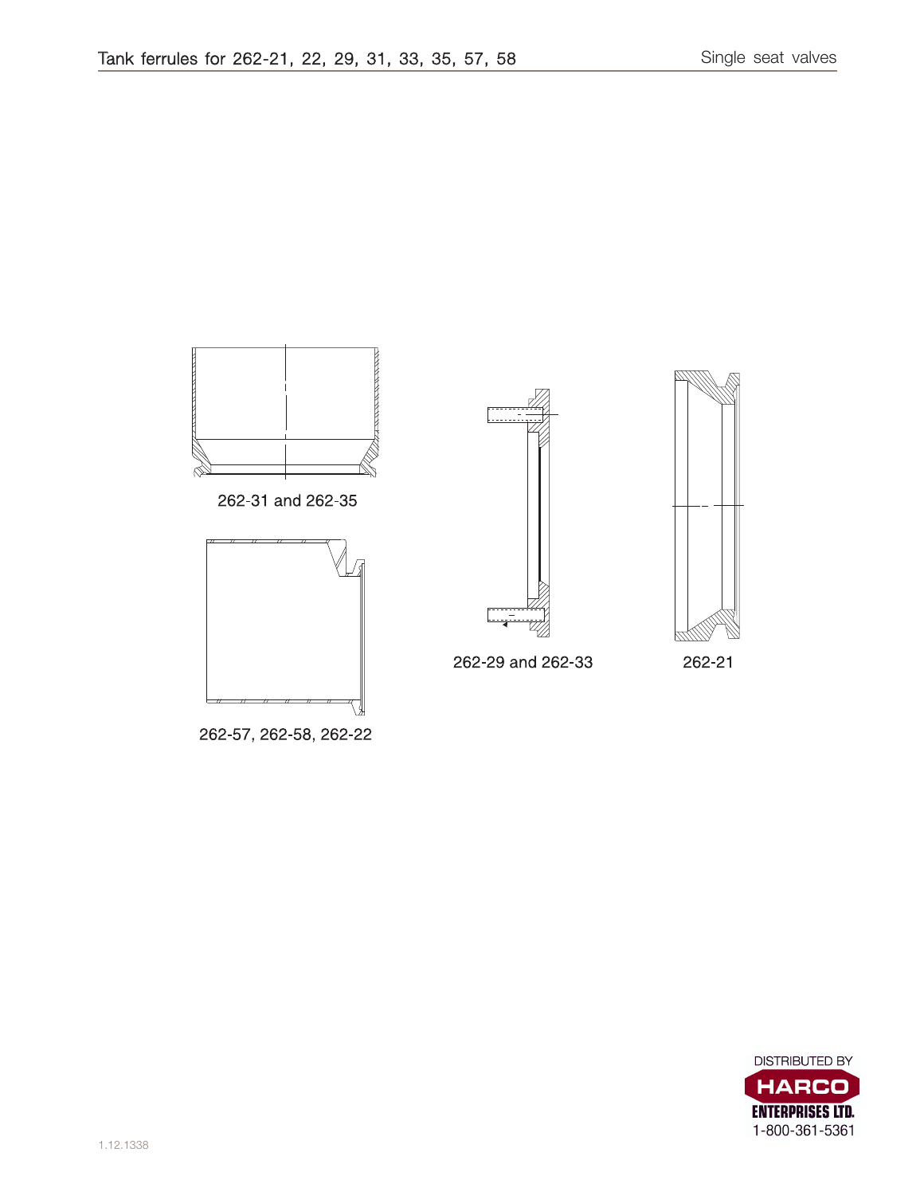262-31 and 262-35

262-57, 262-58, 262-22

262-29 and 262-33

262-21

DISTRIBUTED BY
HARCO
ENTERPRISES LTD.
1-800-361-5361

1.12.1338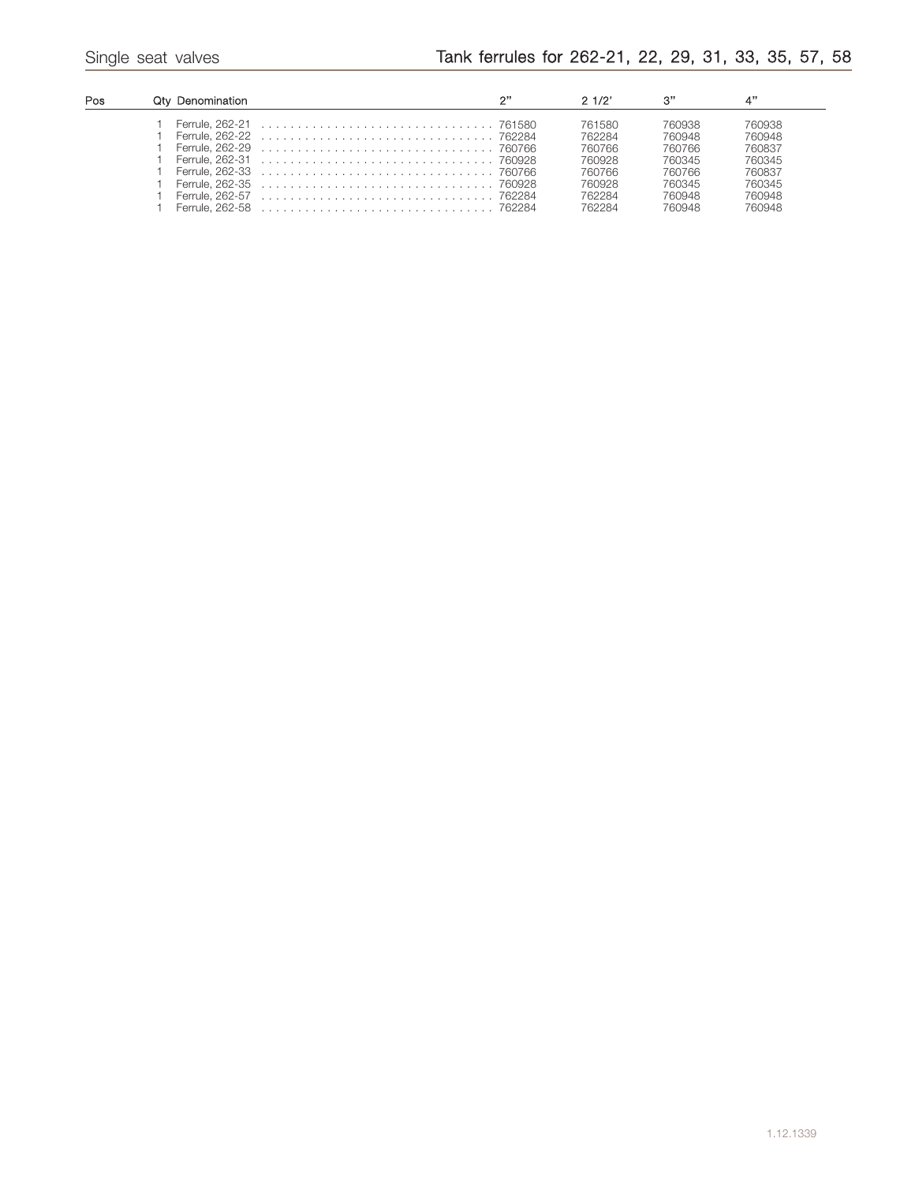# Tank ferrules for 262-21, 22, 29, 31, 33, 35, 57, 58

| Pos | Qty | Denomination | 2" | 2 1/2' | 3" | 4" |
|---|---|---|---|---|---|---|
| | 1 | Ferrule, 262-21 | 761580 | 761580 | 760938 | 760938 |
| | 1 | Ferrule, 262-22 | 762284 | 762284 | 760948 | 760948 |
| | 1 | Ferrule, 262-29 | 760766 | 760766 | 760766 | 760837 |
| | 1 | Ferrule, 262-31 | 760928 | 760928 | 760345 | 760345 |
| | 1 | Ferrule, 262-33 | 760766 | 760766 | 760766 | 760837 |
| | 1 | Ferrule, 262-35 | 760928 | 760928 | 760345 | 760345 |
| | 1 | Ferrule, 262-57 | 762284 | 762284 | 760948 | 760948 |
| | 1 | Ferrule, 262-58 | 762284 | 762284 | 760948 | 760948 |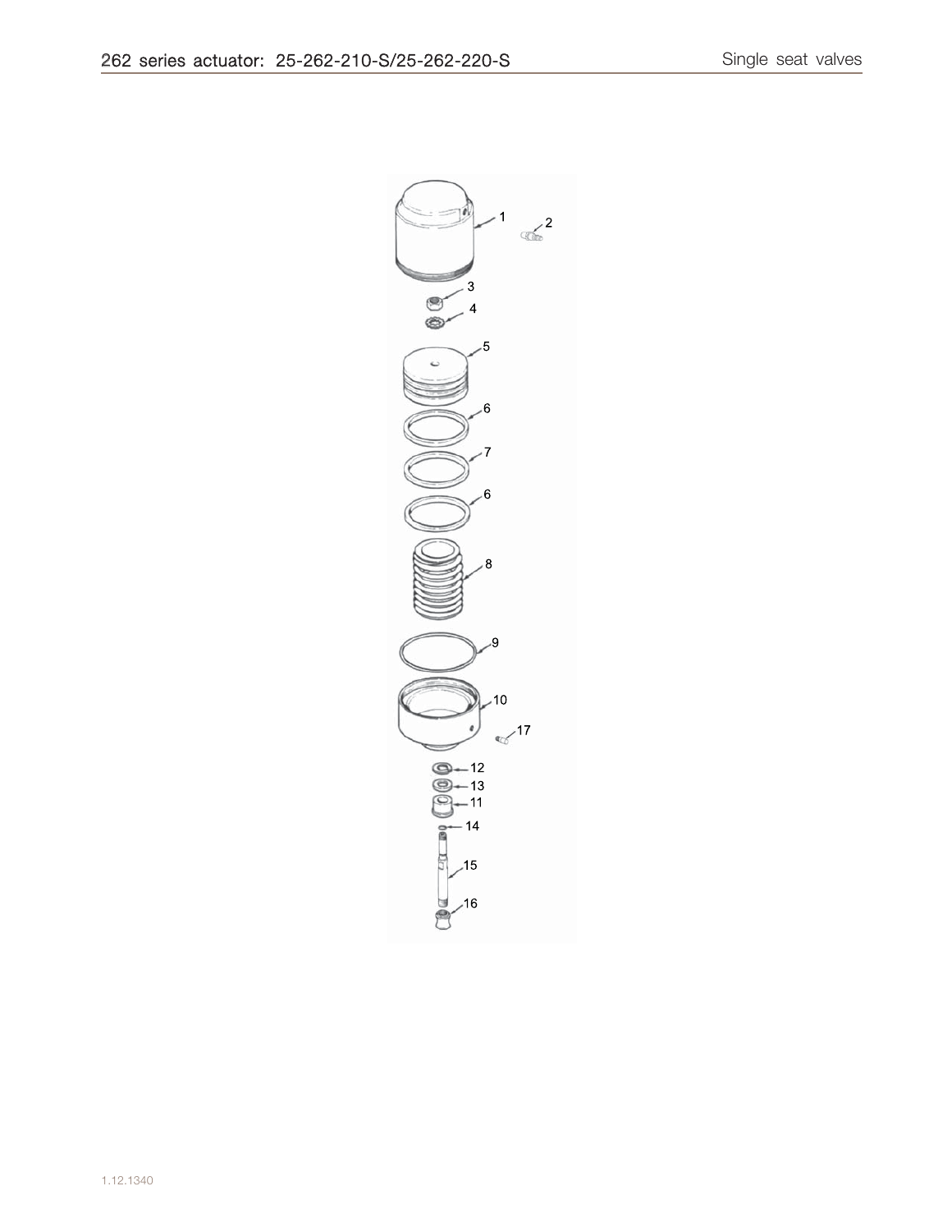# 262 series actuator: 25-262-210-S/25-262-220-S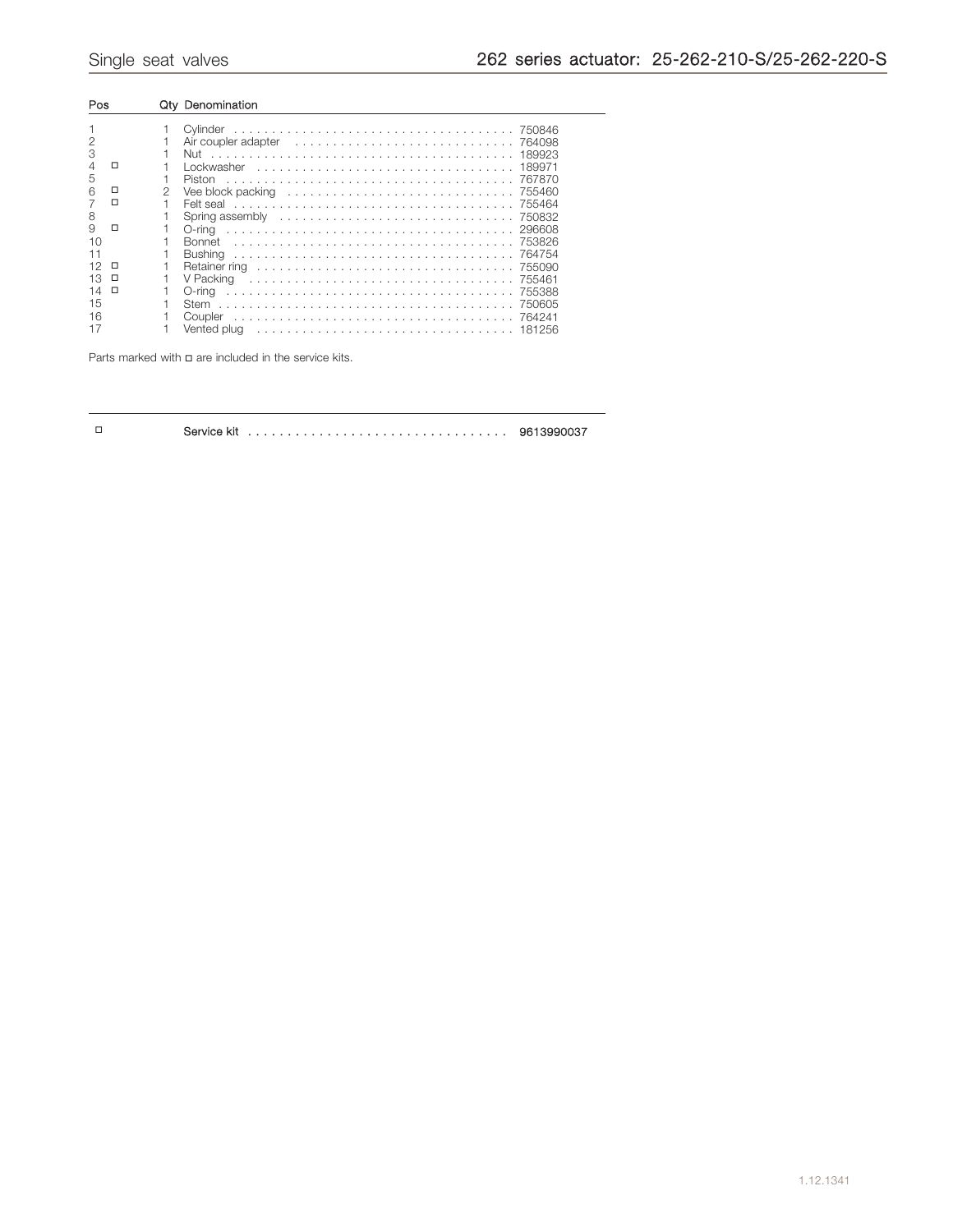# 262 series actuator: 25-262-210-S/25-262-220-S

| Pos | | Qty | Denomination | |
|---|---|---|---|---|
| 1 | | 1 | Cylinder | 750846 |
| 2 | | 1 | Air coupler adapter | 764098 |
| 3 | | 1 | Nut | 189923 |
| 4 | □ | 1 | Lockwasher | 189971 |
| 5 | | 1 | Piston | 767870 |
| 6 | □ | 2 | Vee block packing | 755460 |
| 7 | □ | 1 | Felt seal | 755464 |
| 8 | | 1 | Spring assembly | 750832 |
| 9 | □ | 1 | O-ring | 296608 |
| 10 | | 1 | Bonnet | 753826 |
| 11 | | 1 | Bushing | 764754 |
| 12 | □ | 1 | Retainer ring | 755090 |
| 13 | □ | 1 | V Packing | 755461 |
| 14 | □ | 1 | O-ring | 755388 |
| 15 | | 1 | Stem | 750605 |
| 16 | | 1 | Coupler | 764241 |
| 17 | | 1 | Vented plug | 181256 |

Parts marked with □ are included in the service kits.

| | | |
|---|---|---|
| □ | Service kit | 9613990037 |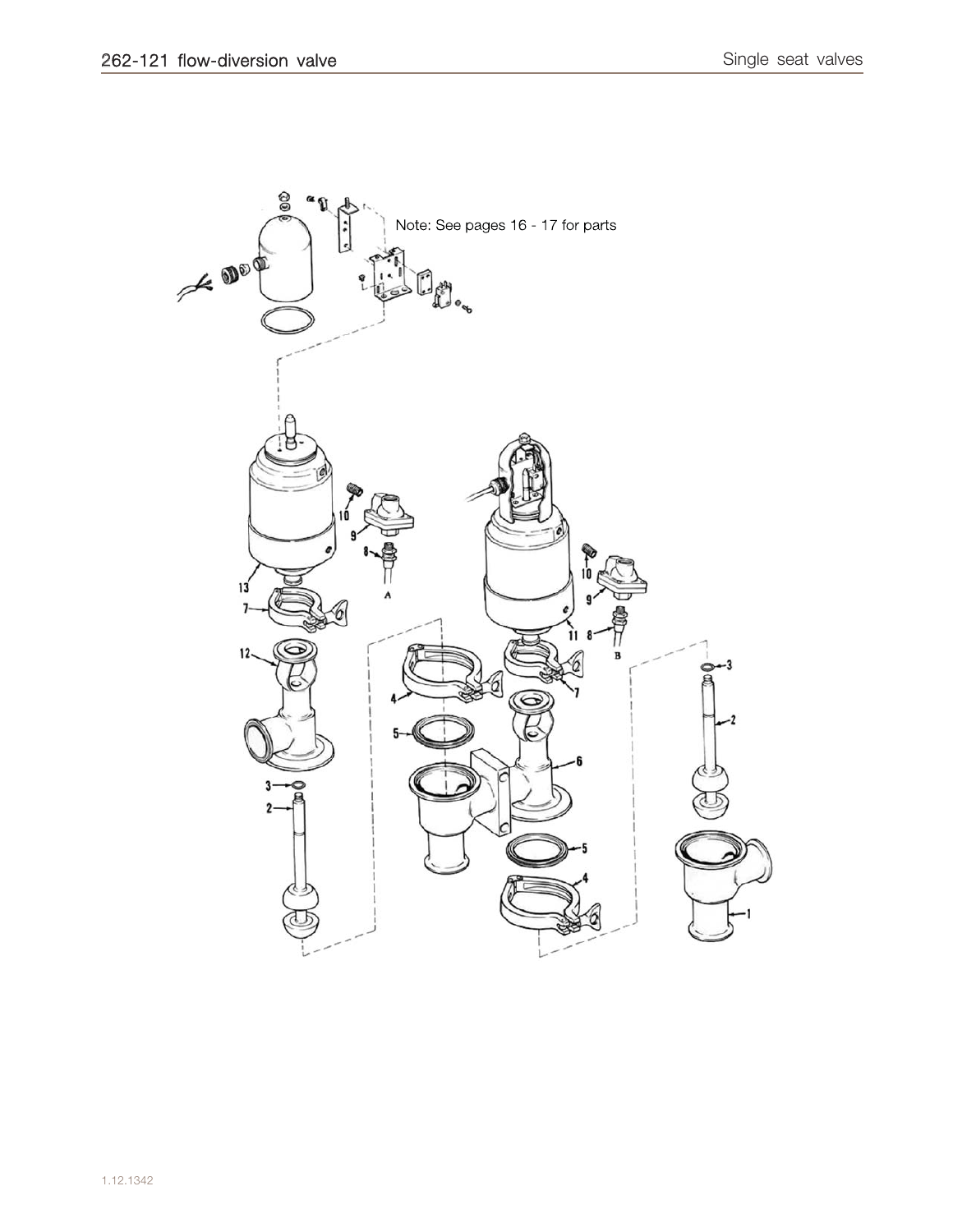Note: See pages 16 - 17 for parts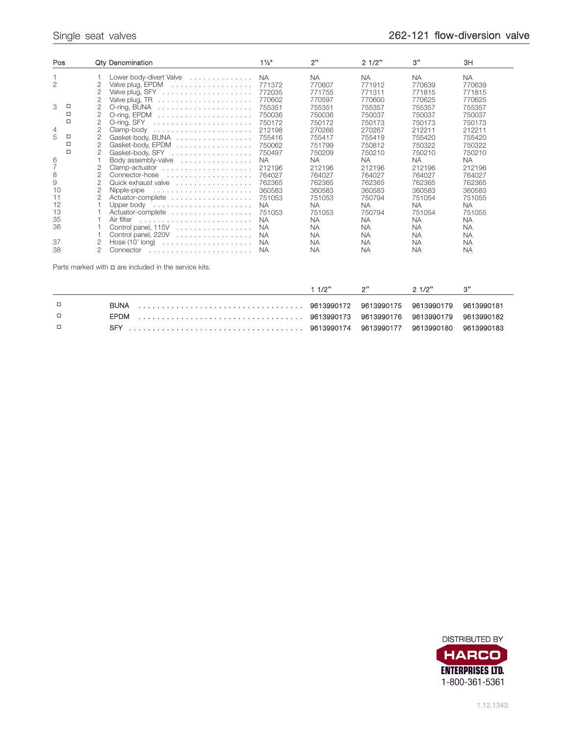# 262-121 flow-diversion valve

| Pos | | Qty | Denomination | 1½" | 2" | 2 1/2" | 3" | 3H |
|---|---|---|---|---|---|---|---|---|
| 1 | | 1 | Lower body-divert Valve | NA | NA | NA | NA | NA |
| 2 | | 2 | Valve plug, EPDM | 771372 | 770607 | 771912 | 770639 | 770639 |
| | | 2 | Valve plug, SFY | 772035 | 771755 | 771311 | 771815 | 771815 |
| | | 2 | Valve plug, TR | 770602 | 770597 | 770600 | 770625 | 770625 |
| 3 | ◻ | 2 | O-ring, BUNA | 755351 | 755351 | 755357 | 755357 | 755357 |
| | ◻ | 2 | O-ring, EPDM | 750036 | 750036 | 750037 | 750037 | 750037 |
| | ◻ | 2 | O-ring, SFY | 750172 | 750172 | 750173 | 750173 | 750173 |
| 4 | | 2 | Clamp-body | 212198 | 270266 | 270267 | 212211 | 212211 |
| 5 | ◻ | 2 | Gasket-body, BUNA | 755416 | 755417 | 755419 | 755420 | 755420 |
| | ◻ | 2 | Gasket-body, EPDM | 750062 | 751799 | 750812 | 750322 | 750322 |
| | ◻ | 2 | Gasket-body, SFY | 750497 | 750209 | 750210 | 750210 | 750210 |
| 6 | | 1 | Body assembly-valve | NA | NA | NA | NA | NA |
| 7 | | 2 | Clamp-actuator | 212196 | 212196 | 212196 | 212196 | 212196 |
| 8 | | 2 | Connector-hose | 764027 | 764027 | 764027 | 764027 | 764027 |
| 9 | | 2 | Quick exhaust valve | 762365 | 762365 | 762365 | 762365 | 762365 |
| 10 | | 2 | Nipple-pipe | 360583 | 360583 | 360583 | 360583 | 360583 |
| 11 | | 2 | Actuator-complete | 751053 | 751053 | 750794 | 751054 | 751055 |
| 12 | | 1 | Upper body | NA | NA | NA | NA | NA |
| 13 | | 1 | Actuator-complete | 751053 | 751053 | 750794 | 751054 | 751055 |
| 35 | | 1 | Air filter | NA | NA | NA | NA | NA |
| 36 | | 1 | Control panel, 115V | NA | NA | NA | NA | NA |
| | | 1 | Control panel, 220V | NA | NA | NA | NA | NA |
| 37 | | 2 | Hose (10' long) | NA | NA | NA | NA | NA |
| 38 | | 2 | Connector | NA | NA | NA | NA | NA |

Parts marked with ◻ are included in the service kits.

| | | 1 1/2" | 2" | 2 1/2" | 3" |
|---|---|---|---|---|---|
| ◻ | BUNA | 9613990172 | 9613990175 | 9613990179 | 9613990181 |
| ◻ | EPDM | 9613990173 | 9613990176 | 9613990179 | 9613990182 |
| ◻ | SFY | 9613990174 | 9613990177 | 9613990180 | 9613990183 |

DISTRIBUTED BY
HARCO
ENTERPRISES LTD.
1-800-361-5361

1.12.1343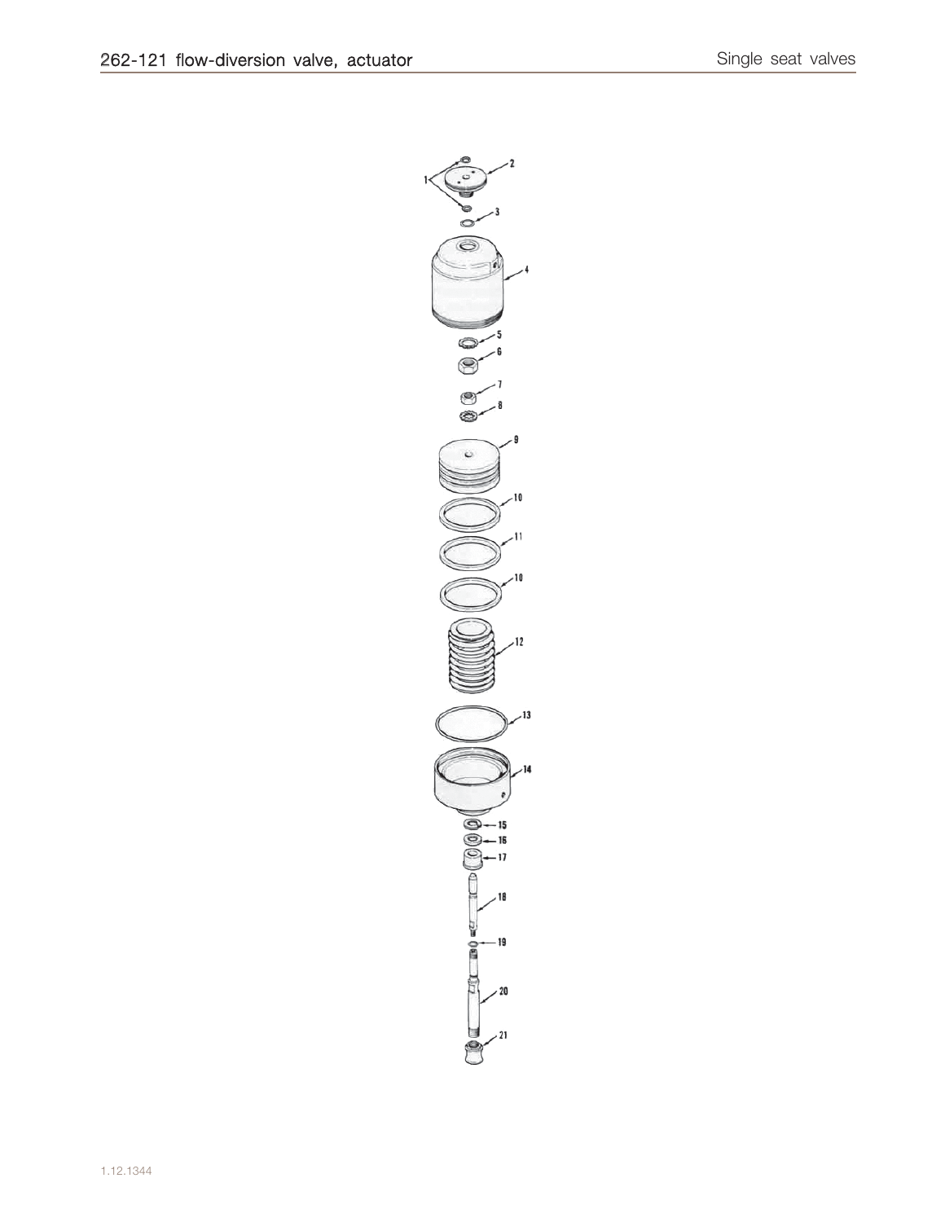# 262-121 flow-diversion valve, actuator

1
2
3
4
5
6
7
8
9
10
11
10
12
13
14
15
16
17
18
19
20
21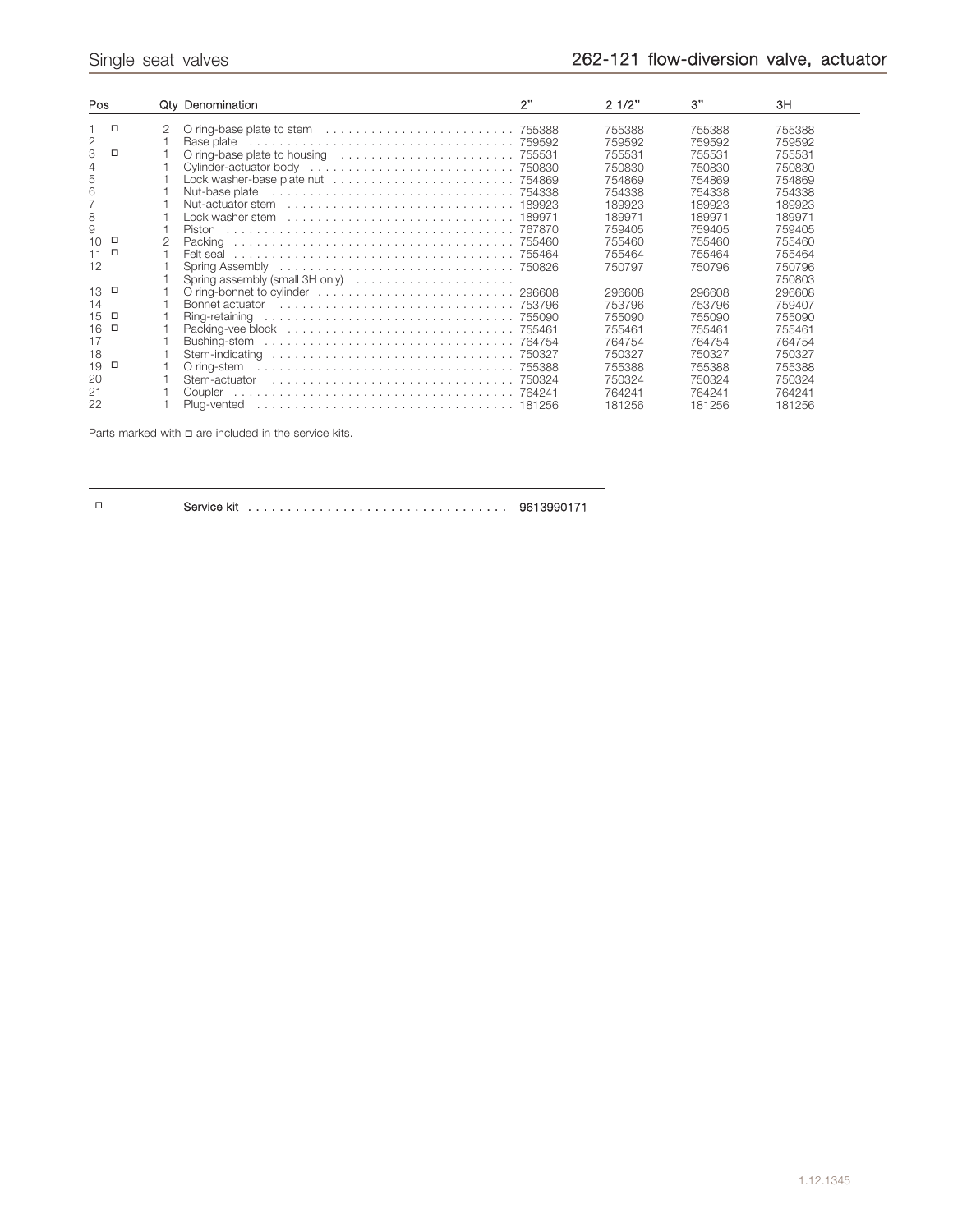# Single seat valves

## 262-121 flow-diversion valve, actuator

| Pos | | Qty | Denomination | 2" | 2 1/2" | 3" | 3H |
|---|---|---|---|---|---|---|---|
| 1 | □ | 2 | O ring-base plate to stem | 755388 | 755388 | 755388 | 755388 |
| 2 | | 1 | Base plate | 759592 | 759592 | 759592 | 759592 |
| 3 | □ | 1 | O ring-base plate to housing | 755531 | 755531 | 755531 | 755531 |
| 4 | | 1 | Cylinder-actuator body | 750830 | 750830 | 750830 | 750830 |
| 5 | | 1 | Lock washer-base plate nut | 754869 | 754869 | 754869 | 754869 |
| 6 | | 1 | Nut-base plate | 754338 | 754338 | 754338 | 754338 |
| 7 | | 1 | Nut-actuator stem | 189923 | 189923 | 189923 | 189923 |
| 8 | | 1 | Lock washer stem | 189971 | 189971 | 189971 | 189971 |
| 9 | | 1 | Piston | 767870 | 759405 | 759405 | 759405 |
| 10 | □ | 2 | Packing | 755460 | 755460 | 755460 | 755460 |
| 11 | □ | 1 | Felt seal | 755464 | 755464 | 755464 | 755464 |
| 12 | | 1 | Spring Assembly | 750826 | 750797 | 750796 | 750796 |
| | | 1 | Spring assembly (small 3H only) | | | | 750803 |
| 13 | □ | 1 | O ring-bonnet to cylinder | 296608 | 296608 | 296608 | 296608 |
| 14 | | 1 | Bonnet actuator | 753796 | 753796 | 753796 | 759407 |
| 15 | □ | 1 | Ring-retaining | 755090 | 755090 | 755090 | 755090 |
| 16 | □ | 1 | Packing-vee block | 755461 | 755461 | 755461 | 755461 |
| 17 | | 1 | Bushing-stem | 764754 | 764754 | 764754 | 764754 |
| 18 | | 1 | Stem-indicating | 750327 | 750327 | 750327 | 750327 |
| 19 | □ | 1 | O ring-stem | 755388 | 755388 | 755388 | 755388 |
| 20 | | 1 | Stem-actuator | 750324 | 750324 | 750324 | 750324 |
| 21 | | 1 | Coupler | 764241 | 764241 | 764241 | 764241 |
| 22 | | 1 | Plug-vented | 181256 | 181256 | 181256 | 181256 |

Parts marked with □ are included in the service kits.

| | | |
|---|---|---|
| □ | Service kit | 9613990171 |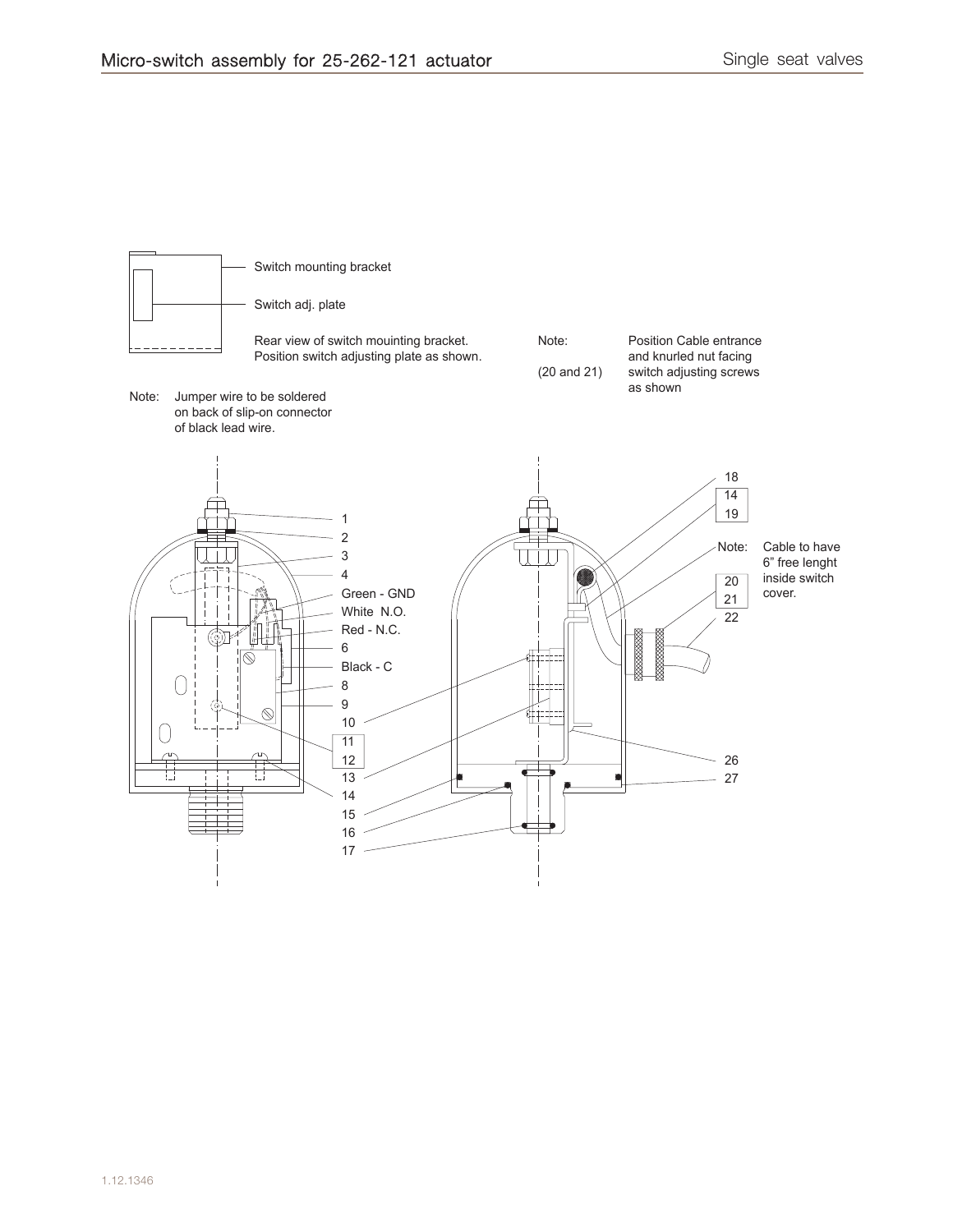# Micro-switch assembly for 25-262-121 actuator

Switch mounting bracket

Switch adj. plate

Rear view of switch mouinting bracket.
Position switch adjusting plate as shown.

Note: Position Cable entrance and knurled nut facing switch adjusting screws as shown
(20 and 21)

Note: Jumper wire to be soldered on back of slip-on connector of black lead wire.

1
2
3
4
Green - GND
White N.O.
Red - N.C.
6
Black - C
8
9
10
11
12
13
14
15
16
17

18
14
19
Note: Cable to have 6” free lenght inside switch cover.
20
21
22
26
27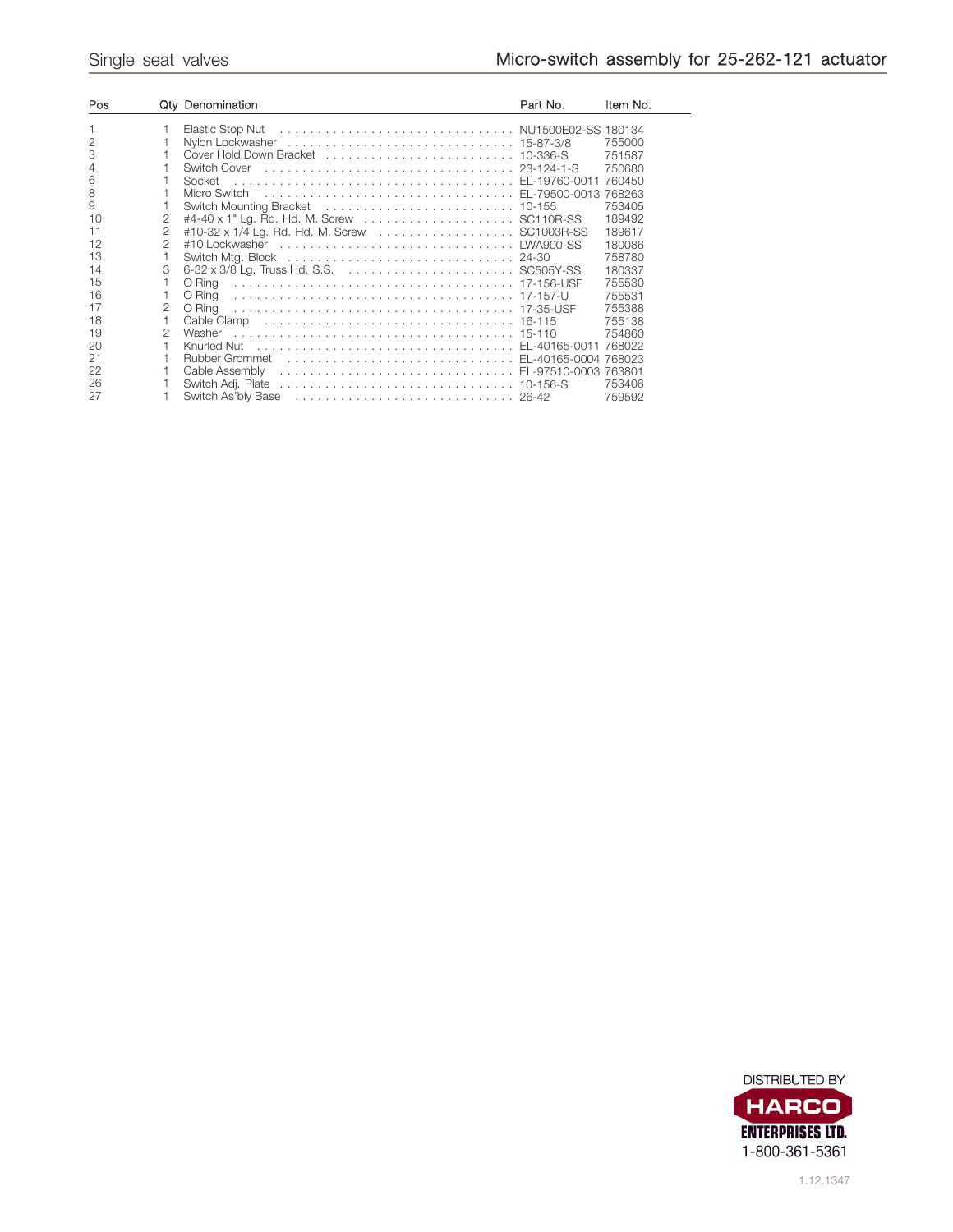# Micro-switch assembly for 25-262-121 actuator

| Pos | Qty | Denomination | Part No. | Item No. |
|---|---|---|---|---|
| 1 | 1 | Elastic Stop Nut | NU1500E02-SS | 180134 |
| 2 | 1 | Nylon Lockwasher | 15-87-3/8 | 755000 |
| 3 | 1 | Cover Hold Down Bracket | 10-336-S | 751587 |
| 4 | 1 | Switch Cover | 23-124-1-S | 750680 |
| 6 | 1 | Socket | EL-19760-0011 | 760450 |
| 8 | 1 | Micro Switch | EL-79500-0013 | 768263 |
| 9 | 1 | Switch Mounting Bracket | 10-155 | 753405 |
| 10 | 2 | #4-40 x 1" Lg. Rd. Hd. M. Screw | SC110R-SS | 189492 |
| 11 | 2 | #10-32 x 1/4 Lg. Rd. Hd. M. Screw | SC1003R-SS | 189617 |
| 12 | 2 | #10 Lockwasher | LWA900-SS | 180086 |
| 13 | 1 | Switch Mtg. Block | 24-30 | 758780 |
| 14 | 3 | 6-32 x 3/8 Lg. Truss Hd. S.S. | SC505Y-SS | 180337 |
| 15 | 1 | O Ring | 17-156-USF | 755530 |
| 16 | 1 | O Ring | 17-157-U | 755531 |
| 17 | 2 | O Ring | 17-35-USF | 755388 |
| 18 | 1 | Cable Clamp | 16-115 | 755138 |
| 19 | 2 | Washer | 15-110 | 754860 |
| 20 | 1 | Knurled Nut | EL-40165-0011 | 768022 |
| 21 | 1 | Rubber Grommet | EL-40165-0004 | 768023 |
| 22 | 1 | Cable Assembly | EL-97510-0003 | 763801 |
| 26 | 1 | Switch Adj. Plate | 10-156-S | 753406 |
| 27 | 1 | Switch As'bly Base | 26-42 | 759592 |

DISTRIBUTED BY
HARCO
ENTERPRISES LTD.
1-800-361-5361

1.12.1347